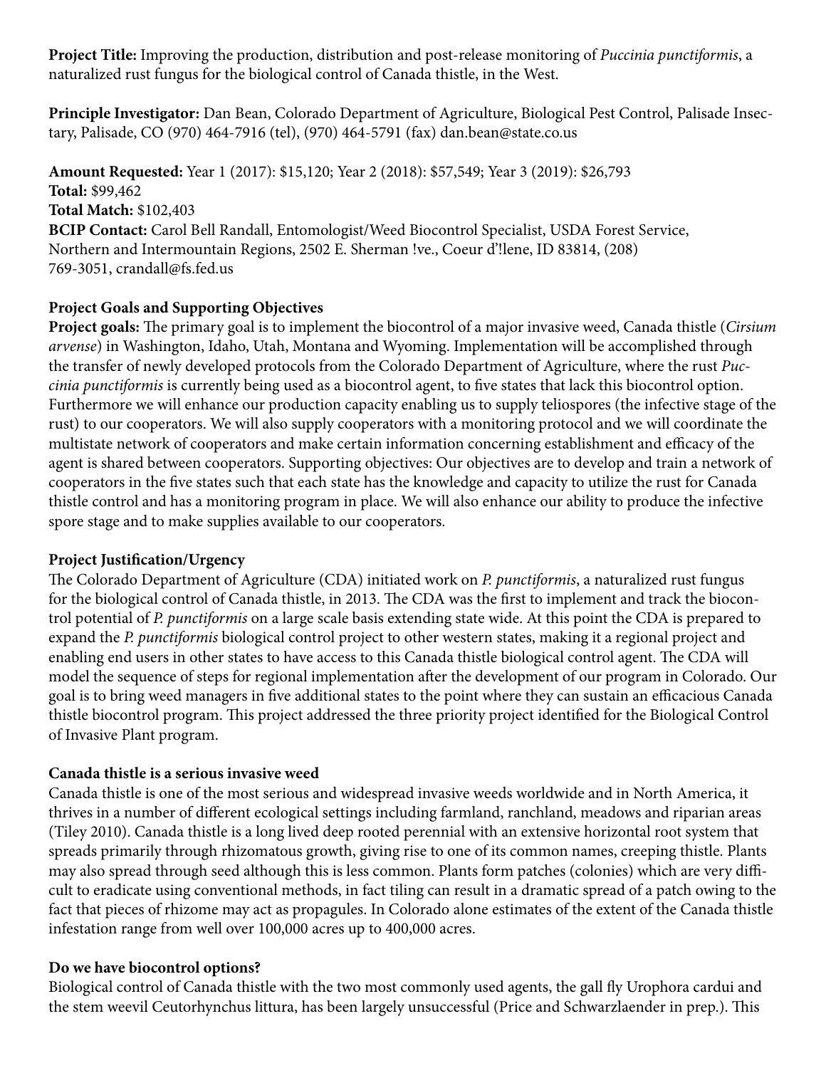**Project Title:** Improving the production, distribution and post-release monitoring of *Puccinia punctiformis*, a naturalized rust fungus for the biological control of Canada thistle, in the West.

**Principle Investigator:** Dan Bean, Colorado Department of Agriculture, Biological Pest Control, Palisade Insectary, Palisade, CO (970) 464-7916 (tel), (970) 464-5791 (fax) dan.bean@state.co.us

**Amount Requested:** Year 1 (2017): $15,120; Year 2 (2018): $57,549; Year 3 (2019): $26,793
**Total:** $99,462
**Total Match:** $102,403
**BCIP Contact:** Carol Bell Randall, Entomologist/Weed Biocontrol Specialist, USDA Forest Service, Northern and Intermountain Regions, 2502 E. Sherman !ve., Coeur d'!lene, ID 83814, (208) 769-3051, crandall@fs.fed.us

**Project Goals and Supporting Objectives**

**Project goals:** The primary goal is to implement the biocontrol of a major invasive weed, Canada thistle (*Cirsium arvense*) in Washington, Idaho, Utah, Montana and Wyoming. Implementation will be accomplished through the transfer of newly developed protocols from the Colorado Department of Agriculture, where the rust *Puccinia punctiformis* is currently being used as a biocontrol agent, to five states that lack this biocontrol option. Furthermore we will enhance our production capacity enabling us to supply teliospores (the infective stage of the rust) to our cooperators. We will also supply cooperators with a monitoring protocol and we will coordinate the multistate network of cooperators and make certain information concerning establishment and efficacy of the agent is shared between cooperators. Supporting objectives: Our objectives are to develop and train a network of cooperators in the five states such that each state has the knowledge and capacity to utilize the rust for Canada thistle control and has a monitoring program in place. We will also enhance our ability to produce the infective spore stage and to make supplies available to our cooperators.

**Project Justification/Urgency**

The Colorado Department of Agriculture (CDA) initiated work on *P. punctiformis*, a naturalized rust fungus for the biological control of Canada thistle, in 2013. The CDA was the first to implement and track the biocontrol potential of *P. punctiformis* on a large scale basis extending state wide. At this point the CDA is prepared to expand the *P. punctiformis* biological control project to other western states, making it a regional project and enabling end users in other states to have access to this Canada thistle biological control agent. The CDA will model the sequence of steps for regional implementation after the development of our program in Colorado. Our goal is to bring weed managers in five additional states to the point where they can sustain an efficacious Canada thistle biocontrol program. This project addressed the three priority project identified for the Biological Control of Invasive Plant program.

**Canada thistle is a serious invasive weed**

Canada thistle is one of the most serious and widespread invasive weeds worldwide and in North America, it thrives in a number of different ecological settings including farmland, ranchland, meadows and riparian areas (Tiley 2010). Canada thistle is a long lived deep rooted perennial with an extensive horizontal root system that spreads primarily through rhizomatous growth, giving rise to one of its common names, creeping thistle. Plants may also spread through seed although this is less common. Plants form patches (colonies) which are very difficult to eradicate using conventional methods, in fact tiling can result in a dramatic spread of a patch owing to the fact that pieces of rhizome may act as propagules. In Colorado alone estimates of the extent of the Canada thistle infestation range from well over 100,000 acres up to 400,000 acres.

**Do we have biocontrol options?**

Biological control of Canada thistle with the two most commonly used agents, the gall fly Urophora cardui and the stem weevil Ceutorhynchus littura, has been largely unsuccessful (Price and Schwarzlaender in prep.). This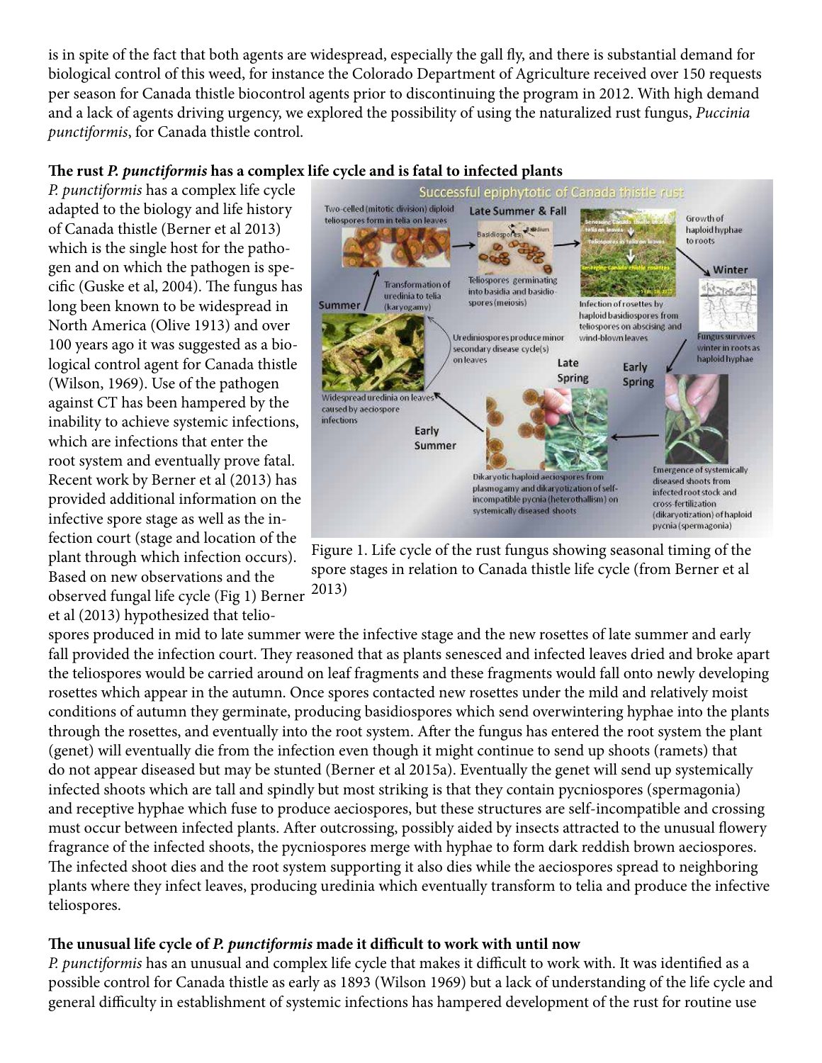is in spite of the fact that both agents are widespread, especially the gall fly, and there is substantial demand for biological control of this weed, for instance the Colorado Department of Agriculture received over 150 requests per season for Canada thistle biocontrol agents prior to discontinuing the program in 2012. With high demand and a lack of agents driving urgency, we explored the possibility of using the naturalized rust fungus, *Puccinia punctiformis*, for Canada thistle control.

**The rust *P. punctiformis* has a complex life cycle and is fatal to infected plants**

*P. punctiformis* has a complex life cycle adapted to the biology and life history of Canada thistle (Berner et al 2013) which is the single host for the pathogen and on which the pathogen is specific (Guske et al, 2004). The fungus has long been known to be widespread in North America (Olive 1913) and over 100 years ago it was suggested as a biological control agent for Canada thistle (Wilson, 1969). Use of the pathogen against CT has been hampered by the inability to achieve systemic infections, which are infections that enter the root system and eventually prove fatal. Recent work by Berner et al (2013) has provided additional information on the infective spore stage as well as the infection court (stage and location of the plant through which infection occurs). Based on new observations and the observed fungal life cycle (Fig 1) Berner et al (2013) hypothesized that teliospores produced in mid to late summer were the infective stage and the new rosettes of late summer and early fall provided the infection court. They reasoned that as plants senesced and infected leaves dried and broke apart the teliospores would be carried around on leaf fragments and these fragments would fall onto newly developing rosettes which appear in the autumn. Once spores contacted new rosettes under the mild and relatively moist conditions of autumn they germinate, producing basidiospores which send overwintering hyphae into the plants through the rosettes, and eventually into the root system. After the fungus has entered the root system the plant (genet) will eventually die from the infection even though it might continue to send up shoots (ramets) that do not appear diseased but may be stunted (Berner et al 2015a). Eventually the genet will send up systemically infected shoots which are tall and spindly but most striking is that they contain pycniospores (spermagonia) and receptive hyphae which fuse to produce aeciospores, but these structures are self-incompatible and crossing must occur between infected plants. After outcrossing, possibly aided by insects attracted to the unusual flowery fragrance of the infected shoots, the pycniospores merge with hyphae to form dark reddish brown aeciospores. The infected shoot dies and the root system supporting it also dies while the aeciospores spread to neighboring plants where they infect leaves, producing uredinia which eventually transform to telia and produce the infective teliospores.

Figure 1. Life cycle of the rust fungus showing seasonal timing of the spore stages in relation to Canada thistle life cycle (from Berner et al 2013)

**The unusual life cycle of *P. punctiformis* made it difficult to work with until now**

*P. punctiformis* has an unusual and complex life cycle that makes it difficult to work with. It was identified as a possible control for Canada thistle as early as 1893 (Wilson 1969) but a lack of understanding of the life cycle and general difficulty in establishment of systemic infections has hampered development of the rust for routine use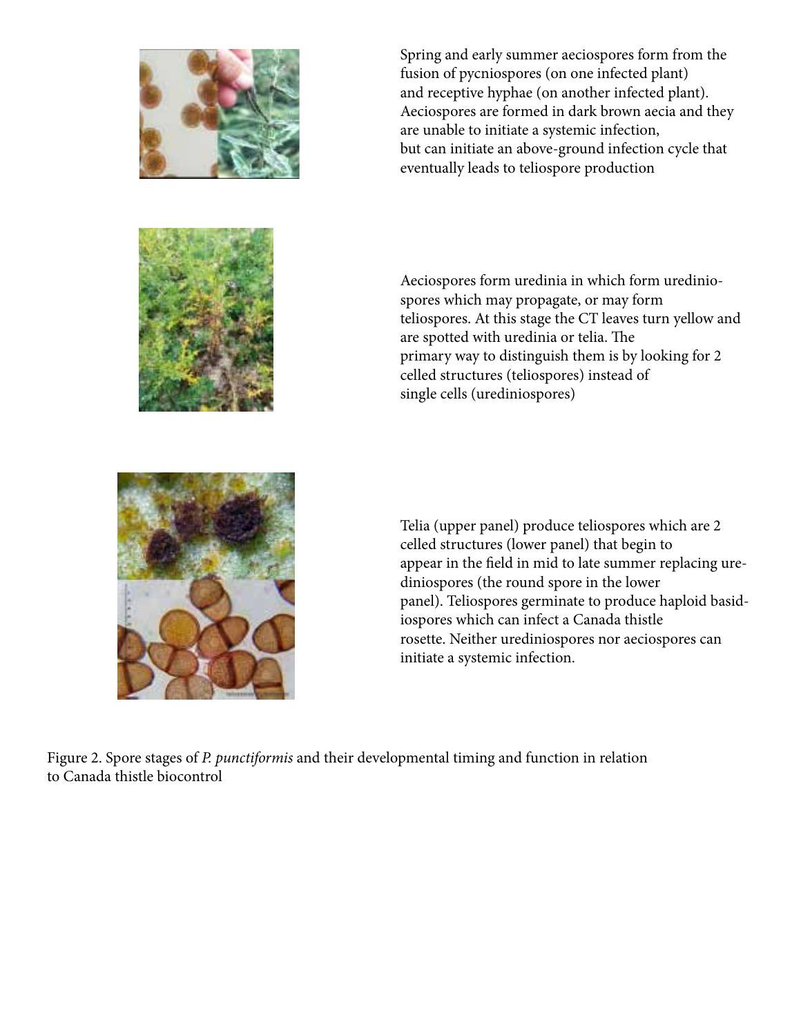Spring and early summer aeciospores form from the fusion of pycniospores (on one infected plant) and receptive hyphae (on another infected plant). Aeciospores are formed in dark brown aecia and they are unable to initiate a systemic infection, but can initiate an above-ground infection cycle that eventually leads to teliospore production

Aeciospores form uredinia in which form urediniospores which may propagate, or may form teliospores. At this stage the CT leaves turn yellow and are spotted with uredinia or telia. The primary way to distinguish them is by looking for 2 celled structures (teliospores) instead of single cells (urediniospores)

Telia (upper panel) produce teliospores which are 2 celled structures (lower panel) that begin to appear in the field in mid to late summer replacing urediniospores (the round spore in the lower panel). Teliospores germinate to produce haploid basidiospores which can infect a Canada thistle rosette. Neither urediniospores nor aeciospores can initiate a systemic infection.

Figure 2. Spore stages of *P. punctiformis* and their developmental timing and function in relation to Canada thistle biocontrol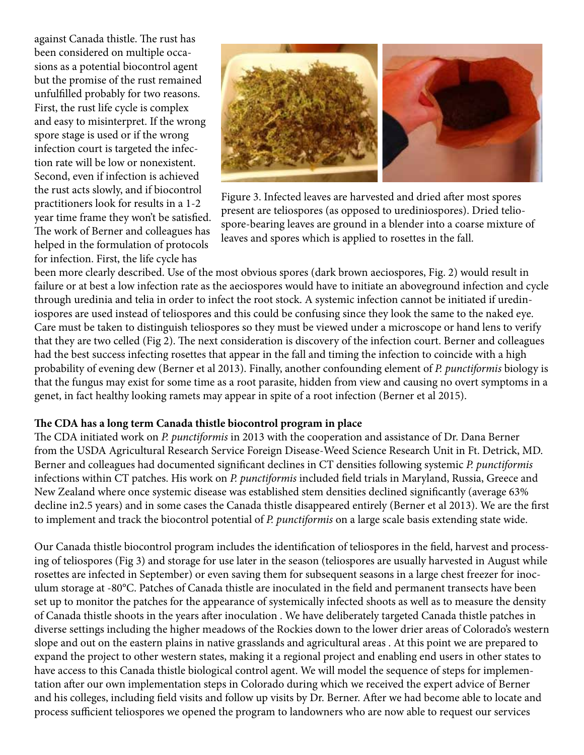against Canada thistle. The rust has been considered on multiple occasions as a potential biocontrol agent but the promise of the rust remained unfulfilled probably for two reasons. First, the rust life cycle is complex and easy to misinterpret. If the wrong spore stage is used or if the wrong infection court is targeted the infection rate will be low or nonexistent. Second, even if infection is achieved the rust acts slowly, and if biocontrol practitioners look for results in a 1-2 year time frame they won't be satisfied. The work of Berner and colleagues has helped in the formulation of protocols for infection. First, the life cycle has been more clearly described. Use of the most obvious spores (dark brown aeciospores, Fig. 2) would result in failure or at best a low infection rate as the aeciospores would have to initiate an aboveground infection and cycle through uredinia and telia in order to infect the root stock. A systemic infection cannot be initiated if urediniospores are used instead of teliospores and this could be confusing since they look the same to the naked eye. Care must be taken to distinguish teliospores so they must be viewed under a microscope or hand lens to verify that they are two celled (Fig 2). The next consideration is discovery of the infection court. Berner and colleagues had the best success infecting rosettes that appear in the fall and timing the infection to coincide with a high probability of evening dew (Berner et al 2013). Finally, another confounding element of *P. punctiformis* biology is that the fungus may exist for some time as a root parasite, hidden from view and causing no overt symptoms in a genet, in fact healthy looking ramets may appear in spite of a root infection (Berner et al 2015).

Figure 3. Infected leaves are harvested and dried after most spores present are teliospores (as opposed to urediniospores). Dried teliospore-bearing leaves are ground in a blender into a coarse mixture of leaves and spores which is applied to rosettes in the fall.

**The CDA has a long term Canada thistle biocontrol program in place**

The CDA initiated work on *P. punctiformis* in 2013 with the cooperation and assistance of Dr. Dana Berner from the USDA Agricultural Research Service Foreign Disease-Weed Science Research Unit in Ft. Detrick, MD. Berner and colleagues had documented significant declines in CT densities following systemic *P. punctiformis* infections within CT patches. His work on *P. punctiformis* included field trials in Maryland, Russia, Greece and New Zealand where once systemic disease was established stem densities declined significantly (average 63% decline in2.5 years) and in some cases the Canada thistle disappeared entirely (Berner et al 2013). We are the first to implement and track the biocontrol potential of *P. punctiformis* on a large scale basis extending state wide.

Our Canada thistle biocontrol program includes the identification of teliospores in the field, harvest and processing of teliospores (Fig 3) and storage for use later in the season (teliospores are usually harvested in August while rosettes are infected in September) or even saving them for subsequent seasons in a large chest freezer for inoculum storage at -80°C. Patches of Canada thistle are inoculated in the field and permanent transects have been set up to monitor the patches for the appearance of systemically infected shoots as well as to measure the density of Canada thistle shoots in the years after inoculation . We have deliberately targeted Canada thistle patches in diverse settings including the higher meadows of the Rockies down to the lower drier areas of Colorado's western slope and out on the eastern plains in native grasslands and agricultural areas . At this point we are prepared to expand the project to other western states, making it a regional project and enabling end users in other states to have access to this Canada thistle biological control agent. We will model the sequence of steps for implementation after our own implementation steps in Colorado during which we received the expert advice of Berner and his colleges, including field visits and follow up visits by Dr. Berner. After we had become able to locate and process sufficient teliospores we opened the program to landowners who are now able to request our services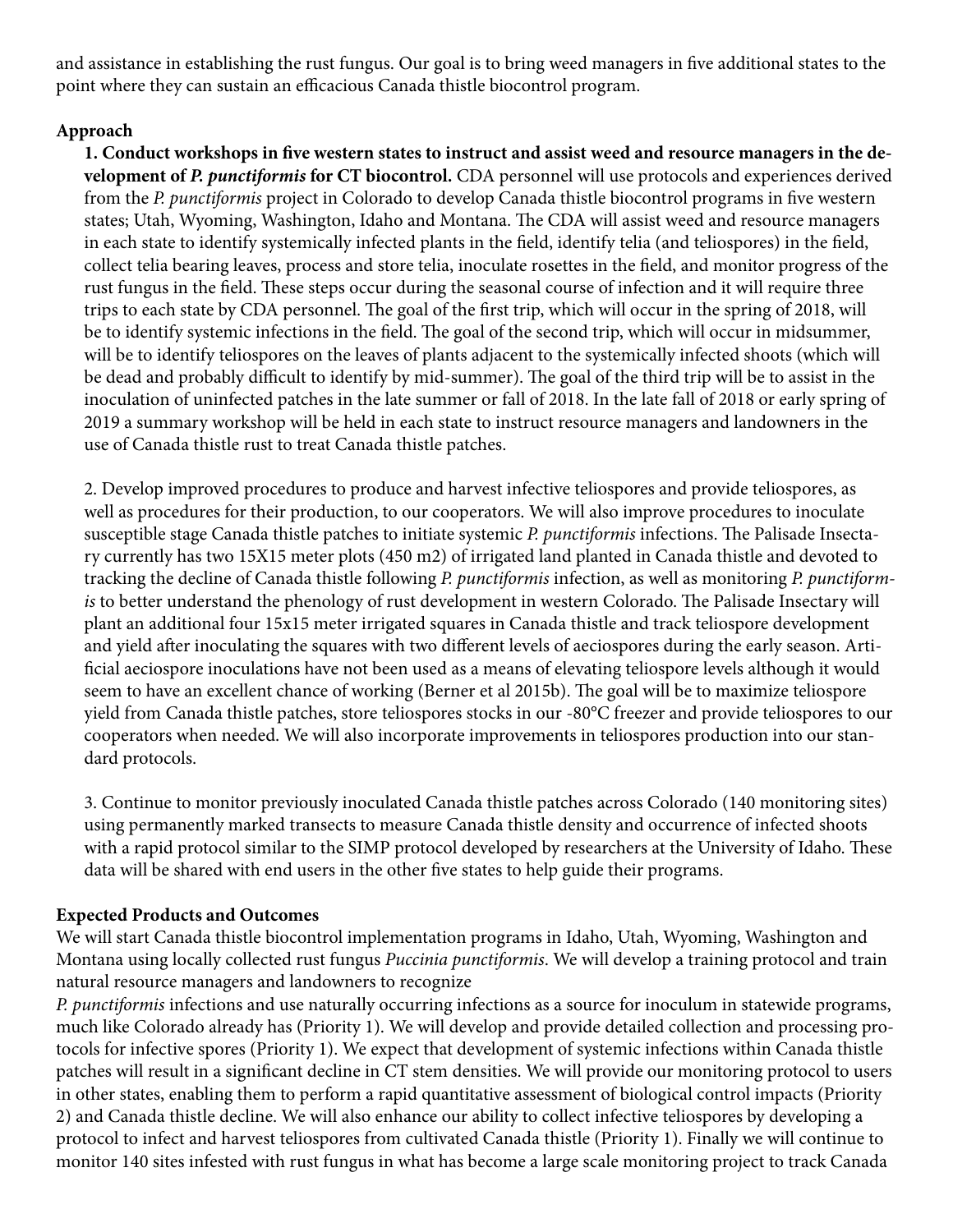and assistance in establishing the rust fungus. Our goal is to bring weed managers in five additional states to the point where they can sustain an efficacious Canada thistle biocontrol program.

**Approach**

**1. Conduct workshops in five western states to instruct and assist weed and resource managers in the development of *P. punctiformis* for CT biocontrol.** CDA personnel will use protocols and experiences derived from the *P. punctiformis* project in Colorado to develop Canada thistle biocontrol programs in five western states; Utah, Wyoming, Washington, Idaho and Montana. The CDA will assist weed and resource managers in each state to identify systemically infected plants in the field, identify telia (and teliospores) in the field, collect telia bearing leaves, process and store telia, inoculate rosettes in the field, and monitor progress of the rust fungus in the field. These steps occur during the seasonal course of infection and it will require three trips to each state by CDA personnel. The goal of the first trip, which will occur in the spring of 2018, will be to identify systemic infections in the field. The goal of the second trip, which will occur in midsummer, will be to identify teliospores on the leaves of plants adjacent to the systemically infected shoots (which will be dead and probably difficult to identify by mid-summer). The goal of the third trip will be to assist in the inoculation of uninfected patches in the late summer or fall of 2018. In the late fall of 2018 or early spring of 2019 a summary workshop will be held in each state to instruct resource managers and landowners in the use of Canada thistle rust to treat Canada thistle patches.

2. Develop improved procedures to produce and harvest infective teliospores and provide teliospores, as well as procedures for their production, to our cooperators. We will also improve procedures to inoculate susceptible stage Canada thistle patches to initiate systemic *P. punctiformis* infections. The Palisade Insectary currently has two 15X15 meter plots (450 m2) of irrigated land planted in Canada thistle and devoted to tracking the decline of Canada thistle following *P. punctiformis* infection, as well as monitoring *P. punctiformis* to better understand the phenology of rust development in western Colorado. The Palisade Insectary will plant an additional four 15x15 meter irrigated squares in Canada thistle and track teliospore development and yield after inoculating the squares with two different levels of aeciospores during the early season. Artificial aeciospore inoculations have not been used as a means of elevating teliospore levels although it would seem to have an excellent chance of working (Berner et al 2015b). The goal will be to maximize teliospore yield from Canada thistle patches, store teliospores stocks in our -80°C freezer and provide teliospores to our cooperators when needed. We will also incorporate improvements in teliospores production into our standard protocols.

3. Continue to monitor previously inoculated Canada thistle patches across Colorado (140 monitoring sites) using permanently marked transects to measure Canada thistle density and occurrence of infected shoots with a rapid protocol similar to the SIMP protocol developed by researchers at the University of Idaho. These data will be shared with end users in the other five states to help guide their programs.

**Expected Products and Outcomes**

We will start Canada thistle biocontrol implementation programs in Idaho, Utah, Wyoming, Washington and Montana using locally collected rust fungus *Puccinia punctiformis*. We will develop a training protocol and train natural resource managers and landowners to recognize *P. punctiformis* infections and use naturally occurring infections as a source for inoculum in statewide programs, much like Colorado already has (Priority 1). We will develop and provide detailed collection and processing protocols for infective spores (Priority 1). We expect that development of systemic infections within Canada thistle patches will result in a significant decline in CT stem densities. We will provide our monitoring protocol to users in other states, enabling them to perform a rapid quantitative assessment of biological control impacts (Priority 2) and Canada thistle decline. We will also enhance our ability to collect infective teliospores by developing a protocol to infect and harvest teliospores from cultivated Canada thistle (Priority 1). Finally we will continue to monitor 140 sites infested with rust fungus in what has become a large scale monitoring project to track Canada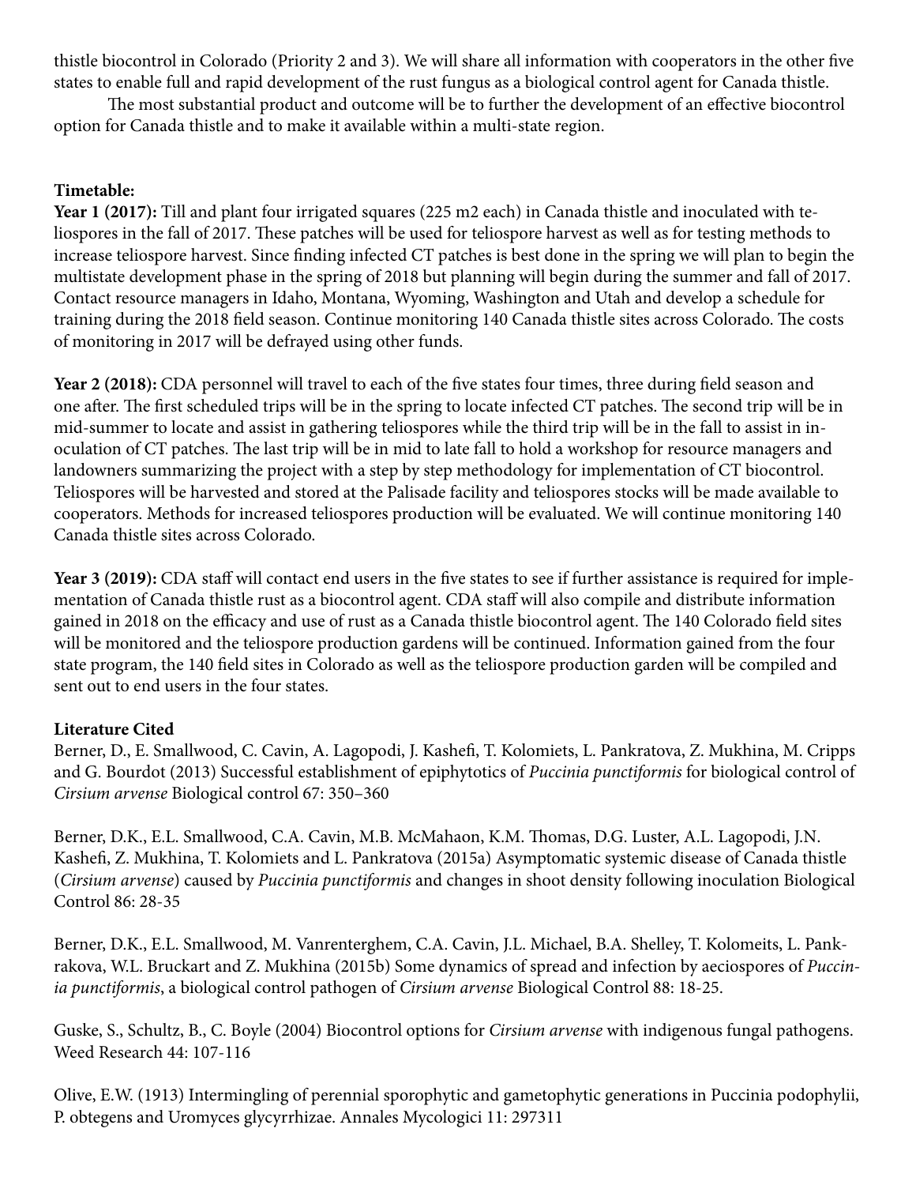thistle biocontrol in Colorado (Priority 2 and 3). We will share all information with cooperators in the other five states to enable full and rapid development of the rust fungus as a biological control agent for Canada thistle.

The most substantial product and outcome will be to further the development of an effective biocontrol option for Canada thistle and to make it available within a multi-state region.

**Timetable:**

**Year 1 (2017):** Till and plant four irrigated squares (225 m2 each) in Canada thistle and inoculated with teliospores in the fall of 2017. These patches will be used for teliospore harvest as well as for testing methods to increase teliospore harvest. Since finding infected CT patches is best done in the spring we will plan to begin the multistate development phase in the spring of 2018 but planning will begin during the summer and fall of 2017. Contact resource managers in Idaho, Montana, Wyoming, Washington and Utah and develop a schedule for training during the 2018 field season. Continue monitoring 140 Canada thistle sites across Colorado. The costs of monitoring in 2017 will be defrayed using other funds.

**Year 2 (2018):** CDA personnel will travel to each of the five states four times, three during field season and one after. The first scheduled trips will be in the spring to locate infected CT patches. The second trip will be in mid-summer to locate and assist in gathering teliospores while the third trip will be in the fall to assist in inoculation of CT patches. The last trip will be in mid to late fall to hold a workshop for resource managers and landowners summarizing the project with a step by step methodology for implementation of CT biocontrol. Teliospores will be harvested and stored at the Palisade facility and teliospores stocks will be made available to cooperators. Methods for increased teliospores production will be evaluated. We will continue monitoring 140 Canada thistle sites across Colorado.

**Year 3 (2019):** CDA staff will contact end users in the five states to see if further assistance is required for implementation of Canada thistle rust as a biocontrol agent. CDA staff will also compile and distribute information gained in 2018 on the efficacy and use of rust as a Canada thistle biocontrol agent. The 140 Colorado field sites will be monitored and the teliospore production gardens will be continued. Information gained from the four state program, the 140 field sites in Colorado as well as the teliospore production garden will be compiled and sent out to end users in the four states.

**Literature Cited**

Berner, D., E. Smallwood, C. Cavin, A. Lagopodi, J. Kashefi, T. Kolomiets, L. Pankratova, Z. Mukhina, M. Cripps and G. Bourdot (2013) Successful establishment of epiphytotics of *Puccinia punctiformis* for biological control of *Cirsium arvense* Biological control 67: 350–360

Berner, D.K., E.L. Smallwood, C.A. Cavin, M.B. McMahaon, K.M. Thomas, D.G. Luster, A.L. Lagopodi, J.N. Kashefi, Z. Mukhina, T. Kolomiets and L. Pankratova (2015a) Asymptomatic systemic disease of Canada thistle (*Cirsium arvense*) caused by *Puccinia punctiformis* and changes in shoot density following inoculation Biological Control 86: 28-35

Berner, D.K., E.L. Smallwood, M. Vanrenterghem, C.A. Cavin, J.L. Michael, B.A. Shelley, T. Kolomeits, L. Pankrakova, W.L. Bruckart and Z. Mukhina (2015b) Some dynamics of spread and infection by aeciospores of *Puccinia punctiformis*, a biological control pathogen of *Cirsium arvense* Biological Control 88: 18-25.

Guske, S., Schultz, B., C. Boyle (2004) Biocontrol options for *Cirsium arvense* with indigenous fungal pathogens. Weed Research 44: 107-116

Olive, E.W. (1913) Intermingling of perennial sporophytic and gametophytic generations in Puccinia podophylii, P. obtegens and Uromyces glycyrrhizae. Annales Mycologici 11: 297311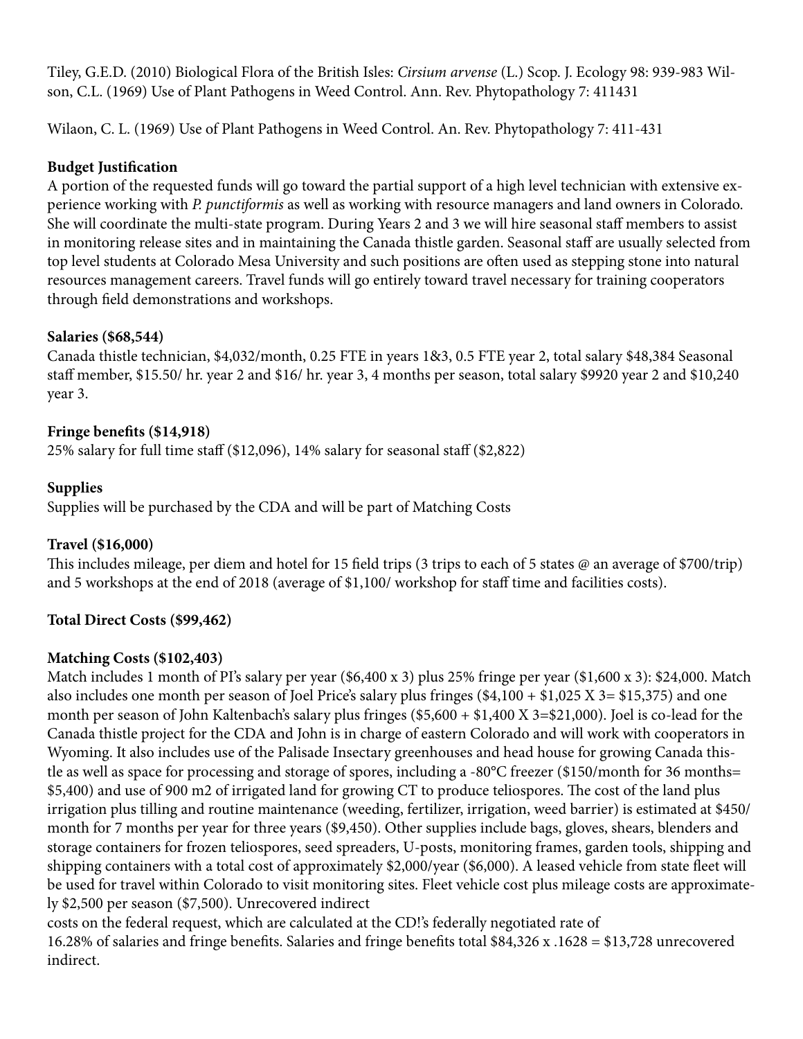Tiley, G.E.D. (2010) Biological Flora of the British Isles: *Cirsium arvense* (L.) Scop. J. Ecology 98: 939-983 Wilson, C.L. (1969) Use of Plant Pathogens in Weed Control. Ann. Rev. Phytopathology 7: 411431

Wilaon, C. L. (1969) Use of Plant Pathogens in Weed Control. An. Rev. Phytopathology 7: 411-431

**Budget Justification**

A portion of the requested funds will go toward the partial support of a high level technician with extensive experience working with *P. punctiformis* as well as working with resource managers and land owners in Colorado. She will coordinate the multi-state program. During Years 2 and 3 we will hire seasonal staff members to assist in monitoring release sites and in maintaining the Canada thistle garden. Seasonal staff are usually selected from top level students at Colorado Mesa University and such positions are often used as stepping stone into natural resources management careers. Travel funds will go entirely toward travel necessary for training cooperators through field demonstrations and workshops.

**Salaries ($68,544)**

Canada thistle technician, $4,032/month, 0.25 FTE in years 1&3, 0.5 FTE year 2, total salary $48,384 Seasonal staff member, $15.50/ hr. year 2 and $16/ hr. year 3, 4 months per season, total salary $9920 year 2 and $10,240 year 3.

**Fringe benefits ($14,918)**

25% salary for full time staff ($12,096), 14% salary for seasonal staff ($2,822)

**Supplies**

Supplies will be purchased by the CDA and will be part of Matching Costs

**Travel ($16,000)**

This includes mileage, per diem and hotel for 15 field trips (3 trips to each of 5 states @ an average of $700/trip) and 5 workshops at the end of 2018 (average of $1,100/ workshop for staff time and facilities costs).

**Total Direct Costs ($99,462)**

**Matching Costs ($102,403)**

Match includes 1 month of PI's salary per year ($6,400 x 3) plus 25% fringe per year ($1,600 x 3): $24,000. Match also includes one month per season of Joel Price's salary plus fringes ($4,100 + $1,025 X 3= $15,375) and one month per season of John Kaltenbach's salary plus fringes ($5,600 + $1,400 X 3=$21,000). Joel is co-lead for the Canada thistle project for the CDA and John is in charge of eastern Colorado and will work with cooperators in Wyoming. It also includes use of the Palisade Insectary greenhouses and head house for growing Canada thistle as well as space for processing and storage of spores, including a -80°C freezer ($150/month for 36 months= $5,400) and use of 900 m2 of irrigated land for growing CT to produce teliospores. The cost of the land plus irrigation plus tilling and routine maintenance (weeding, fertilizer, irrigation, weed barrier) is estimated at $450/ month for 7 months per year for three years ($9,450). Other supplies include bags, gloves, shears, blenders and storage containers for frozen teliospores, seed spreaders, U-posts, monitoring frames, garden tools, shipping and shipping containers with a total cost of approximately $2,000/year ($6,000). A leased vehicle from state fleet will be used for travel within Colorado to visit monitoring sites. Fleet vehicle cost plus mileage costs are approximately $2,500 per season ($7,500). Unrecovered indirect
costs on the federal request, which are calculated at the CD!'s federally negotiated rate of
16.28% of salaries and fringe benefits. Salaries and fringe benefits total $84,326 x .1628 = $13,728 unrecovered indirect.